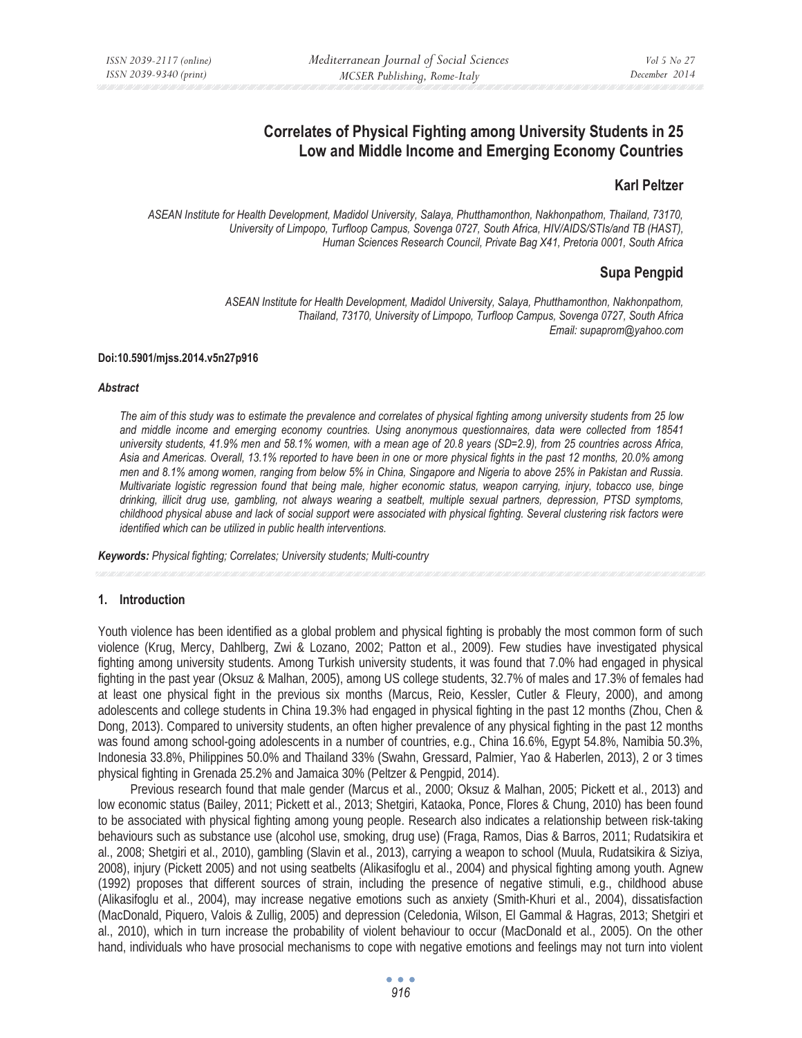# Correlates of Physical Fighting among University Students in 25 Low and Middle Income and Emerging Economy Countries

## Karl Peltzer

*ASEAN Institute for Health Development, Madidol University, Salaya, Phutthamonthon, Nakhonpathom, Thailand, 73170, University of Limpopo, Turfloop Campus, Sovenga 0727, South Africa, HIV/AIDS/STIs/and TB (HAST), Human Sciences Research Council, Private Bag X41, Pretoria 0001, South Africa*

## Supa Pengpid

*ASEAN Institute for Health Development, Madidol University, Salaya, Phutthamonthon, Nakhonpathom, Thailand, 73170, University of Limpopo, Turfloop Campus, Sovenga 0727, South Africa*
*Email: supaprom@yahoo.com*

**Doi:10.5901/mjss.2014.v5n27p916**

### *Abstract*

*The aim of this study was to estimate the prevalence and correlates of physical fighting among university students from 25 low and middle income and emerging economy countries. Using anonymous questionnaires, data were collected from 18541 university students, 41.9% men and 58.1% women, with a mean age of 20.8 years (SD=2.9), from 25 countries across Africa, Asia and Americas. Overall, 13.1% reported to have been in one or more physical fights in the past 12 months, 20.0% among men and 8.1% among women, ranging from below 5% in China, Singapore and Nigeria to above 25% in Pakistan and Russia. Multivariate logistic regression found that being male, higher economic status, weapon carrying, injury, tobacco use, binge drinking, illicit drug use, gambling, not always wearing a seatbelt, multiple sexual partners, depression, PTSD symptoms, childhood physical abuse and lack of social support were associated with physical fighting. Several clustering risk factors were identified which can be utilized in public health interventions.*

***Keywords:*** *Physical fighting; Correlates; University students; Multi-country*

## 1. Introduction

Youth violence has been identified as a global problem and physical fighting is probably the most common form of such violence (Krug, Mercy, Dahlberg, Zwi & Lozano, 2002; Patton et al., 2009). Few studies have investigated physical fighting among university students. Among Turkish university students, it was found that 7.0% had engaged in physical fighting in the past year (Oksuz & Malhan, 2005), among US college students, 32.7% of males and 17.3% of females had at least one physical fight in the previous six months (Marcus, Reio, Kessler, Cutler & Fleury, 2000), and among adolescents and college students in China 19.3% had engaged in physical fighting in the past 12 months (Zhou, Chen & Dong, 2013). Compared to university students, an often higher prevalence of any physical fighting in the past 12 months was found among school-going adolescents in a number of countries, e.g., China 16.6%, Egypt 54.8%, Namibia 50.3%, Indonesia 33.8%, Philippines 50.0% and Thailand 33% (Swahn, Gressard, Palmier, Yao & Haberlen, 2013), 2 or 3 times physical fighting in Grenada 25.2% and Jamaica 30% (Peltzer & Pengpid, 2014).

Previous research found that male gender (Marcus et al., 2000; Oksuz & Malhan, 2005; Pickett et al., 2013) and low economic status (Bailey, 2011; Pickett et al., 2013; Shetgiri, Kataoka, Ponce, Flores & Chung, 2010) has been found to be associated with physical fighting among young people. Research also indicates a relationship between risk-taking behaviours such as substance use (alcohol use, smoking, drug use) (Fraga, Ramos, Dias & Barros, 2011; Rudatsikira et al., 2008; Shetgiri et al., 2010), gambling (Slavin et al., 2013), carrying a weapon to school (Muula, Rudatsikira & Siziya, 2008), injury (Pickett 2005) and not using seatbelts (Alikasifoglu et al., 2004) and physical fighting among youth. Agnew (1992) proposes that different sources of strain, including the presence of negative stimuli, e.g., childhood abuse (Alikasifoglu et al., 2004), may increase negative emotions such as anxiety (Smith-Khuri et al., 2004), dissatisfaction (MacDonald, Piquero, Valois & Zullig, 2005) and depression (Celedonia, Wilson, El Gammal & Hagras, 2013; Shetgiri et al., 2010), which in turn increase the probability of violent behaviour to occur (MacDonald et al., 2005). On the other hand, individuals who have prosocial mechanisms to cope with negative emotions and feelings may not turn into violent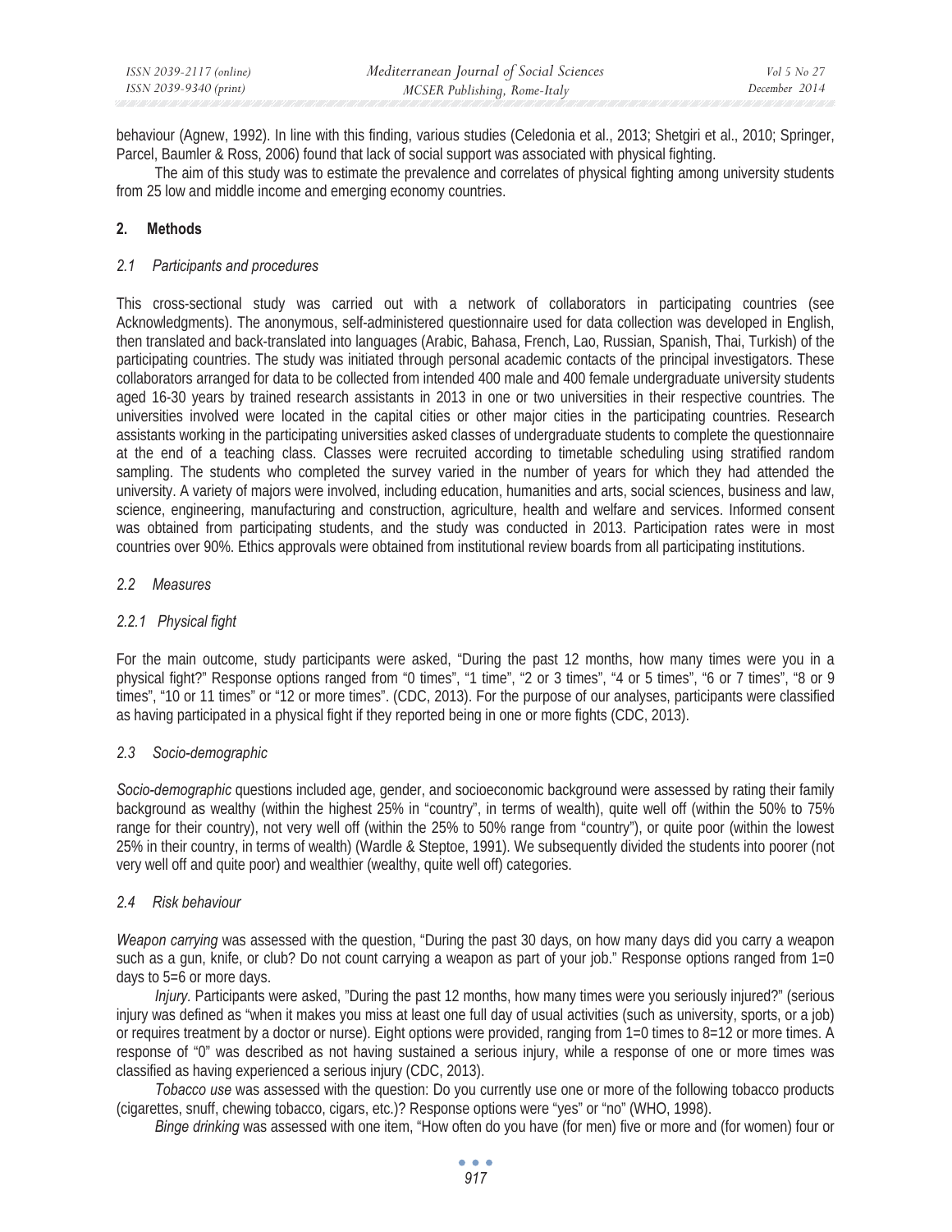behaviour (Agnew, 1992). In line with this finding, various studies (Celedonia et al., 2013; Shetgiri et al., 2010; Springer, Parcel, Baumler & Ross, 2006) found that lack of social support was associated with physical fighting.

The aim of this study was to estimate the prevalence and correlates of physical fighting among university students from 25 low and middle income and emerging economy countries.

## 2. Methods

### 2.1 Participants and procedures

This cross-sectional study was carried out with a network of collaborators in participating countries (see Acknowledgments). The anonymous, self-administered questionnaire used for data collection was developed in English, then translated and back-translated into languages (Arabic, Bahasa, French, Lao, Russian, Spanish, Thai, Turkish) of the participating countries. The study was initiated through personal academic contacts of the principal investigators. These collaborators arranged for data to be collected from intended 400 male and 400 female undergraduate university students aged 16-30 years by trained research assistants in 2013 in one or two universities in their respective countries. The universities involved were located in the capital cities or other major cities in the participating countries. Research assistants working in the participating universities asked classes of undergraduate students to complete the questionnaire at the end of a teaching class. Classes were recruited according to timetable scheduling using stratified random sampling. The students who completed the survey varied in the number of years for which they had attended the university. A variety of majors were involved, including education, humanities and arts, social sciences, business and law, science, engineering, manufacturing and construction, agriculture, health and welfare and services. Informed consent was obtained from participating students, and the study was conducted in 2013. Participation rates were in most countries over 90%. Ethics approvals were obtained from institutional review boards from all participating institutions.

### 2.2 Measures

#### 2.2.1 Physical fight

For the main outcome, study participants were asked, "During the past 12 months, how many times were you in a physical fight?" Response options ranged from "0 times", "1 time", "2 or 3 times", "4 or 5 times", "6 or 7 times", "8 or 9 times", "10 or 11 times" or "12 or more times". (CDC, 2013). For the purpose of our analyses, participants were classified as having participated in a physical fight if they reported being in one or more fights (CDC, 2013).

### 2.3 Socio-demographic

*Socio-demographic* questions included age, gender, and socioeconomic background were assessed by rating their family background as wealthy (within the highest 25% in "country", in terms of wealth), quite well off (within the 50% to 75% range for their country), not very well off (within the 25% to 50% range from "country"), or quite poor (within the lowest 25% in their country, in terms of wealth) (Wardle & Steptoe, 1991). We subsequently divided the students into poorer (not very well off and quite poor) and wealthier (wealthy, quite well off) categories.

### 2.4 Risk behaviour

*Weapon carrying* was assessed with the question, "During the past 30 days, on how many days did you carry a weapon such as a gun, knife, or club? Do not count carrying a weapon as part of your job." Response options ranged from 1=0 days to 5=6 or more days.

*Injury.* Participants were asked, "During the past 12 months, how many times were you seriously injured?" (serious injury was defined as "when it makes you miss at least one full day of usual activities (such as university, sports, or a job) or requires treatment by a doctor or nurse). Eight options were provided, ranging from 1=0 times to 8=12 or more times. A response of "0" was described as not having sustained a serious injury, while a response of one or more times was classified as having experienced a serious injury (CDC, 2013).

*Tobacco use* was assessed with the question: Do you currently use one or more of the following tobacco products (cigarettes, snuff, chewing tobacco, cigars, etc.)? Response options were "yes" or "no" (WHO, 1998).

*Binge drinking* was assessed with one item, "How often do you have (for men) five or more and (for women) four or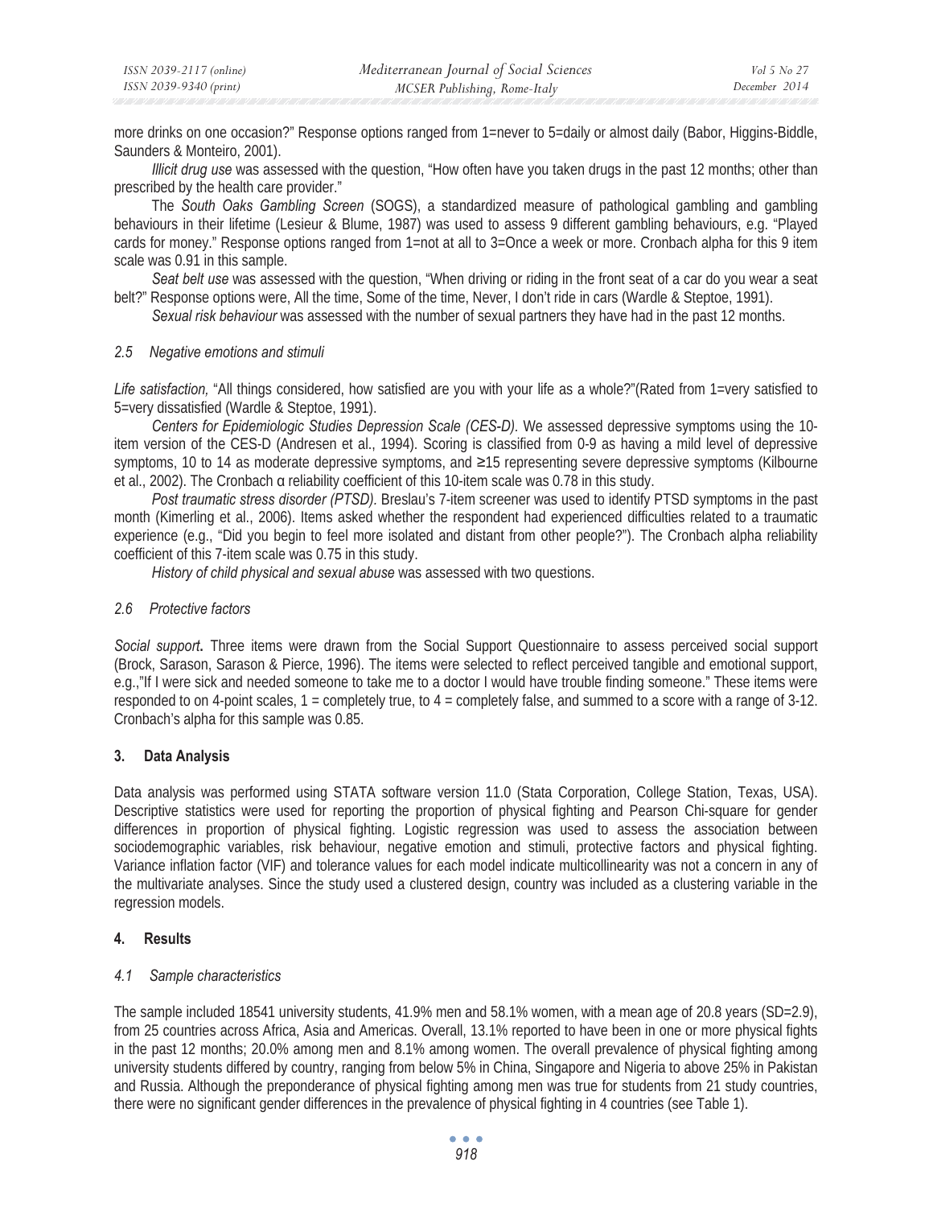more drinks on one occasion?" Response options ranged from 1=never to 5=daily or almost daily (Babor, Higgins-Biddle, Saunders & Monteiro, 2001).

*Illicit drug use* was assessed with the question, "How often have you taken drugs in the past 12 months; other than prescribed by the health care provider."

The *South Oaks Gambling Screen* (SOGS), a standardized measure of pathological gambling and gambling behaviours in their lifetime (Lesieur & Blume, 1987) was used to assess 9 different gambling behaviours, e.g. "Played cards for money." Response options ranged from 1=not at all to 3=Once a week or more. Cronbach alpha for this 9 item scale was 0.91 in this sample.

*Seat belt use* was assessed with the question, "When driving or riding in the front seat of a car do you wear a seat belt?" Response options were, All the time, Some of the time, Never, I don't ride in cars (Wardle & Steptoe, 1991).

*Sexual risk behaviour* was assessed with the number of sexual partners they have had in the past 12 months.

### *2.5 Negative emotions and stimuli*

*Life satisfaction,* "All things considered, how satisfied are you with your life as a whole?"(Rated from 1=very satisfied to 5=very dissatisfied (Wardle & Steptoe, 1991).

*Centers for Epidemiologic Studies Depression Scale (CES-D).* We assessed depressive symptoms using the 10-item version of the CES-D (Andresen et al., 1994). Scoring is classified from 0-9 as having a mild level of depressive symptoms, 10 to 14 as moderate depressive symptoms, and ≥15 representing severe depressive symptoms (Kilbourne et al., 2002). The Cronbach α reliability coefficient of this 10-item scale was 0.78 in this study.

*Post traumatic stress disorder (PTSD).* Breslau's 7-item screener was used to identify PTSD symptoms in the past month (Kimerling et al., 2006). Items asked whether the respondent had experienced difficulties related to a traumatic experience (e.g., "Did you begin to feel more isolated and distant from other people?"). The Cronbach alpha reliability coefficient of this 7-item scale was 0.75 in this study.

*History of child physical and sexual abuse* was assessed with two questions.

### *2.6 Protective factors*

***Social support.*** Three items were drawn from the Social Support Questionnaire to assess perceived social support (Brock, Sarason, Sarason & Pierce, 1996). The items were selected to reflect perceived tangible and emotional support, e.g.,"If I were sick and needed someone to take me to a doctor I would have trouble finding someone." These items were responded to on 4-point scales, 1 = completely true, to 4 = completely false, and summed to a score with a range of 3-12. Cronbach's alpha for this sample was 0.85.

## 3. Data Analysis

Data analysis was performed using STATA software version 11.0 (Stata Corporation, College Station, Texas, USA). Descriptive statistics were used for reporting the proportion of physical fighting and Pearson Chi-square for gender differences in proportion of physical fighting. Logistic regression was used to assess the association between sociodemographic variables, risk behaviour, negative emotion and stimuli, protective factors and physical fighting. Variance inflation factor (VIF) and tolerance values for each model indicate multicollinearity was not a concern in any of the multivariate analyses. Since the study used a clustered design, country was included as a clustering variable in the regression models.

## 4. Results

### *4.1 Sample characteristics*

The sample included 18541 university students, 41.9% men and 58.1% women, with a mean age of 20.8 years (SD=2.9), from 25 countries across Africa, Asia and Americas. Overall, 13.1% reported to have been in one or more physical fights in the past 12 months; 20.0% among men and 8.1% among women. The overall prevalence of physical fighting among university students differed by country, ranging from below 5% in China, Singapore and Nigeria to above 25% in Pakistan and Russia. Although the preponderance of physical fighting among men was true for students from 21 study countries, there were no significant gender differences in the prevalence of physical fighting in 4 countries (see Table 1).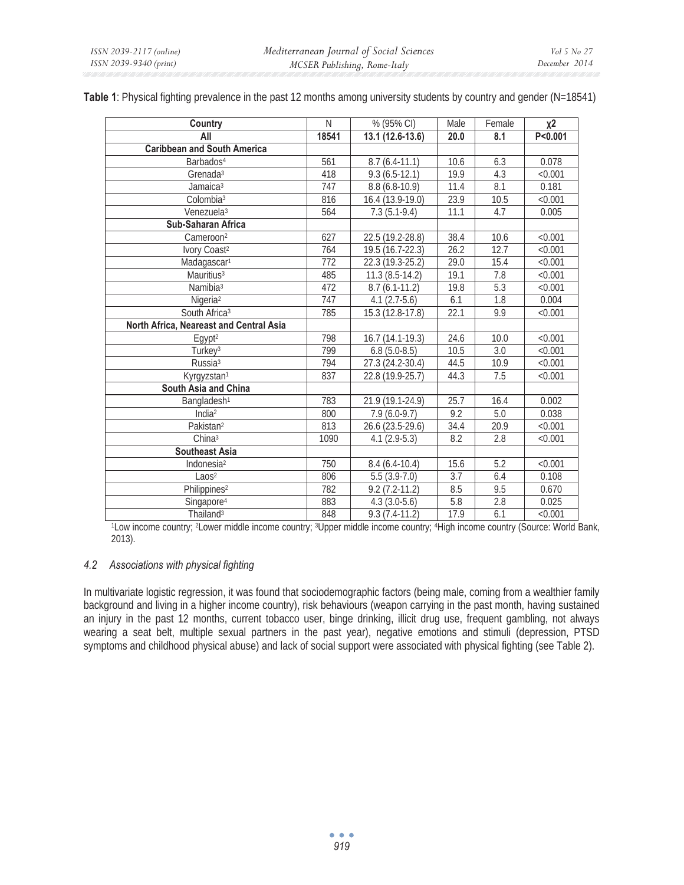**Table 1**: Physical fighting prevalence in the past 12 months among university students by country and gender (N=18541)

| Country | N | % (95% CI) | Male | Female | χ2 |
|---|---|---|---|---|---|
| **All** | **18541** | **13.1 (12.6-13.6)** | **20.0** | **8.1** | **P<0.001** |
| **Caribbean and South America** | | | | | |
| Barbados[4] | 561 | 8.7 (6.4-11.1) | 10.6 | 6.3 | 0.078 |
| Grenada[3] | 418 | 9.3 (6.5-12.1) | 19.9 | 4.3 | <0.001 |
| Jamaica[3] | 747 | 8.8 (6.8-10.9) | 11.4 | 8.1 | 0.181 |
| Colombia[3] | 816 | 16.4 (13.9-19.0) | 23.9 | 10.5 | <0.001 |
| Venezuela[3] | 564 | 7.3 (5.1-9.4) | 11.1 | 4.7 | 0.005 |
| **Sub-Saharan Africa** | | | | | |
| Cameroon[2] | 627 | 22.5 (19.2-28.8) | 38.4 | 10.6 | <0.001 |
| Ivory Coast[2] | 764 | 19.5 (16.7-22.3) | 26.2 | 12.7 | <0.001 |
| Madagascar[1] | 772 | 22.3 (19.3-25.2) | 29.0 | 15.4 | <0.001 |
| Mauritius[3] | 485 | 11.3 (8.5-14.2) | 19.1 | 7.8 | <0.001 |
| Namibia[3] | 472 | 8.7 (6.1-11.2) | 19.8 | 5.3 | <0.001 |
| Nigeria[2] | 747 | 4.1 (2.7-5.6) | 6.1 | 1.8 | 0.004 |
| South Africa[3] | 785 | 15.3 (12.8-17.8) | 22.1 | 9.9 | <0.001 |
| **North Africa, Neareast and Central Asia** | | | | | |
| Egypt[2] | 798 | 16.7 (14.1-19.3) | 24.6 | 10.0 | <0.001 |
| Turkey[3] | 799 | 6.8 (5.0-8.5) | 10.5 | 3.0 | <0.001 |
| Russia[3] | 794 | 27.3 (24.2-30.4) | 44.5 | 10.9 | <0.001 |
| Kyrgyzstan[1] | 837 | 22.8 (19.9-25.7) | 44.3 | 7.5 | <0.001 |
| **South Asia and China** | | | | | |
| Bangladesh[1] | 783 | 21.9 (19.1-24.9) | 25.7 | 16.4 | 0.002 |
| India[2] | 800 | 7.9 (6.0-9.7) | 9.2 | 5.0 | 0.038 |
| Pakistan[2] | 813 | 26.6 (23.5-29.6) | 34.4 | 20.9 | <0.001 |
| China[3] | 1090 | 4.1 (2.9-5.3) | 8.2 | 2.8 | <0.001 |
| **Southeast Asia** | | | | | |
| Indonesia[2] | 750 | 8.4 (6.4-10.4) | 15.6 | 5.2 | <0.001 |
| Laos[2] | 806 | 5.5 (3.9-7.0) | 3.7 | 6.4 | 0.108 |
| Philippines[2] | 782 | 9.2 (7.2-11.2) | 8.5 | 9.5 | 0.670 |
| Singapore[4] | 883 | 4.3 (3.0-5.6) | 5.8 | 2.8 | 0.025 |
| Thailand[3] | 848 | 9.3 (7.4-11.2) | 17.9 | 6.1 | <0.001 |

[1]Low income country; [2]Lower middle income country; [3]Upper middle income country; [4]High income country (Source: World Bank, 2013).

### *4.2 Associations with physical fighting*

In multivariate logistic regression, it was found that sociodemographic factors (being male, coming from a wealthier family background and living in a higher income country), risk behaviours (weapon carrying in the past month, having sustained an injury in the past 12 months, current tobacco user, binge drinking, illicit drug use, frequent gambling, not always wearing a seat belt, multiple sexual partners in the past year), negative emotions and stimuli (depression, PTSD symptoms and childhood physical abuse) and lack of social support were associated with physical fighting (see Table 2).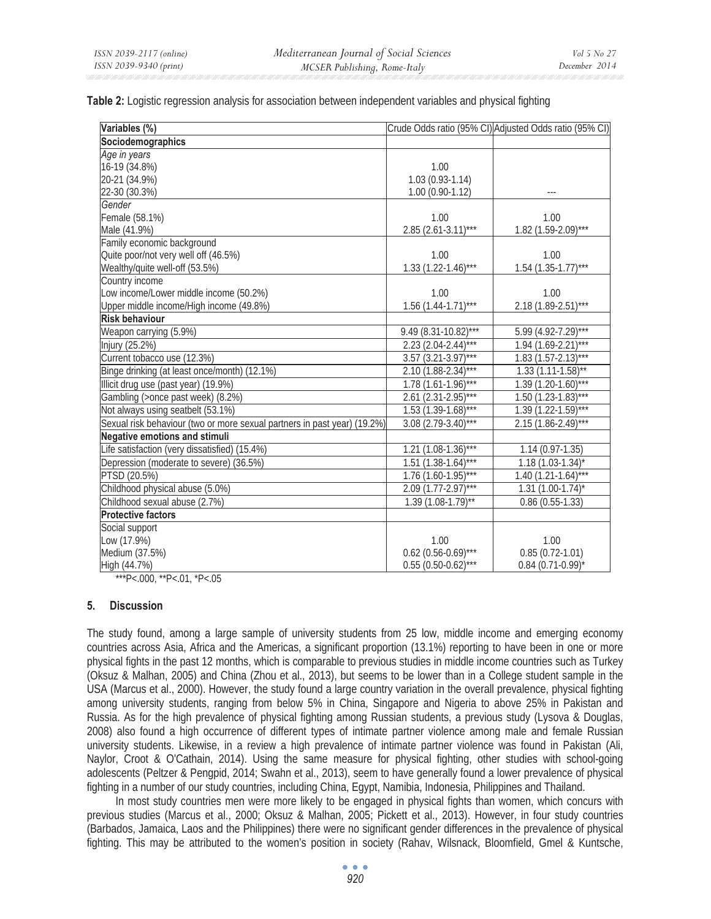**Table 2:** Logistic regression analysis for association between independent variables and physical fighting

| Variables (%) | Crude Odds ratio (95% CI) | Adjusted Odds ratio (95% CI) |
|---|---|---|
| **Sociodemographics** | | |
| *Age in years* | | |
| 16-19 (34.8%) | 1.00 | |
| 20-21 (34.9%) | 1.03 (0.93-1.14) | |
| 22-30 (30.3%) | 1.00 (0.90-1.12) | --- |
| *Gender* | | |
| Female (58.1%) | 1.00 | 1.00 |
| Male (41.9%) | 2.85 (2.61-3.11)*** | 1.82 (1.59-2.09)*** |
| Family economic background | | |
| Quite poor/not very well off (46.5%) | 1.00 | 1.00 |
| Wealthy/quite well-off (53.5%) | 1.33 (1.22-1.46)*** | 1.54 (1.35-1.77)*** |
| Country income | | |
| Low income/Lower middle income (50.2%) | 1.00 | 1.00 |
| Upper middle income/High income (49.8%) | 1.56 (1.44-1.71)*** | 2.18 (1.89-2.51)*** |
| **Risk behaviour** | | |
| Weapon carrying (5.9%) | 9.49 (8.31-10.82)*** | 5.99 (4.92-7.29)*** |
| Injury (25.2%) | 2.23 (2.04-2.44)*** | 1.94 (1.69-2.21)*** |
| Current tobacco use (12.3%) | 3.57 (3.21-3.97)*** | 1.83 (1.57-2.13)*** |
| Binge drinking (at least once/month) (12.1%) | 2.10 (1.88-2.34)*** | 1.33 (1.11-1.58)** |
| Illicit drug use (past year) (19.9%) | 1.78 (1.61-1.96)*** | 1.39 (1.20-1.60)*** |
| Gambling (>once past week) (8.2%) | 2.61 (2.31-2.95)*** | 1.50 (1.23-1.83)*** |
| Not always using seatbelt (53.1%) | 1.53 (1.39-1.68)*** | 1.39 (1.22-1.59)*** |
| Sexual risk behaviour (two or more sexual partners in past year) (19.2%) | 3.08 (2.79-3.40)*** | 2.15 (1.86-2.49)*** |
| **Negative emotions and stimuli** | | |
| Life satisfaction (very dissatisfied) (15.4%) | 1.21 (1.08-1.36)*** | 1.14 (0.97-1.35) |
| Depression (moderate to severe) (36.5%) | 1.51 (1.38-1.64)*** | 1.18 (1.03-1.34)* |
| PTSD (20.5%) | 1.76 (1.60-1.95)*** | 1.40 (1.21-1.64)*** |
| Childhood physical abuse (5.0%) | 2.09 (1.77-2.97)*** | 1.31 (1.00-1.74)* |
| Childhood sexual abuse (2.7%) | 1.39 (1.08-1.79)** | 0.86 (0.55-1.33) |
| **Protective factors** | | |
| Social support | | |
| Low (17.9%) | 1.00 | 1.00 |
| Medium (37.5%) | 0.62 (0.56-0.69)*** | 0.85 (0.72-1.01) |
| High (44.7%) | 0.55 (0.50-0.62)*** | 0.84 (0.71-0.99)* |

***P<.000, **P<.01, *P<.05

## 5. Discussion

The study found, among a large sample of university students from 25 low, middle income and emerging economy countries across Asia, Africa and the Americas, a significant proportion (13.1%) reporting to have been in one or more physical fights in the past 12 months, which is comparable to previous studies in middle income countries such as Turkey (Oksuz & Malhan, 2005) and China (Zhou et al., 2013), but seems to be lower than in a College student sample in the USA (Marcus et al., 2000). However, the study found a large country variation in the overall prevalence, physical fighting among university students, ranging from below 5% in China, Singapore and Nigeria to above 25% in Pakistan and Russia. As for the high prevalence of physical fighting among Russian students, a previous study (Lysova & Douglas, 2008) also found a high occurrence of different types of intimate partner violence among male and female Russian university students. Likewise, in a review a high prevalence of intimate partner violence was found in Pakistan (Ali, Naylor, Croot & O'Cathain, 2014). Using the same measure for physical fighting, other studies with school-going adolescents (Peltzer & Pengpid, 2014; Swahn et al., 2013), seem to have generally found a lower prevalence of physical fighting in a number of our study countries, including China, Egypt, Namibia, Indonesia, Philippines and Thailand.

In most study countries men were more likely to be engaged in physical fights than women, which concurs with previous studies (Marcus et al., 2000; Oksuz & Malhan, 2005; Pickett et al., 2013). However, in four study countries (Barbados, Jamaica, Laos and the Philippines) there were no significant gender differences in the prevalence of physical fighting. This may be attributed to the women's position in society (Rahav, Wilsnack, Bloomfield, Gmel & Kuntsche,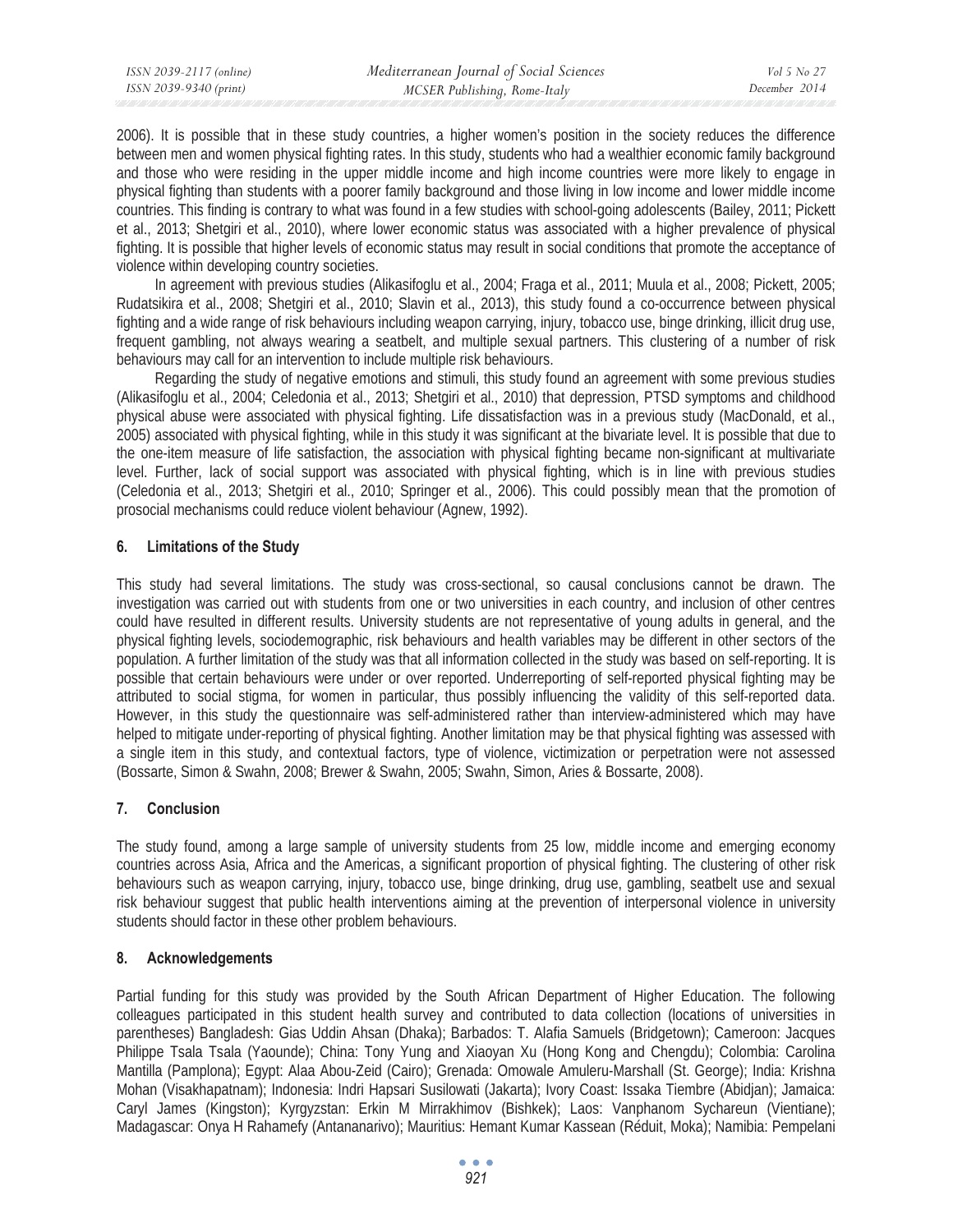2006). It is possible that in these study countries, a higher women's position in the society reduces the difference between men and women physical fighting rates. In this study, students who had a wealthier economic family background and those who were residing in the upper middle income and high income countries were more likely to engage in physical fighting than students with a poorer family background and those living in low income and lower middle income countries. This finding is contrary to what was found in a few studies with school-going adolescents (Bailey, 2011; Pickett et al., 2013; Shetgiri et al., 2010), where lower economic status was associated with a higher prevalence of physical fighting. It is possible that higher levels of economic status may result in social conditions that promote the acceptance of violence within developing country societies.

In agreement with previous studies (Alikasifoglu et al., 2004; Fraga et al., 2011; Muula et al., 2008; Pickett, 2005; Rudatsikira et al., 2008; Shetgiri et al., 2010; Slavin et al., 2013), this study found a co-occurrence between physical fighting and a wide range of risk behaviours including weapon carrying, injury, tobacco use, binge drinking, illicit drug use, frequent gambling, not always wearing a seatbelt, and multiple sexual partners. This clustering of a number of risk behaviours may call for an intervention to include multiple risk behaviours.

Regarding the study of negative emotions and stimuli, this study found an agreement with some previous studies (Alikasifoglu et al., 2004; Celedonia et al., 2013; Shetgiri et al., 2010) that depression, PTSD symptoms and childhood physical abuse were associated with physical fighting. Life dissatisfaction was in a previous study (MacDonald, et al., 2005) associated with physical fighting, while in this study it was significant at the bivariate level. It is possible that due to the one-item measure of life satisfaction, the association with physical fighting became non-significant at multivariate level. Further, lack of social support was associated with physical fighting, which is in line with previous studies (Celedonia et al., 2013; Shetgiri et al., 2010; Springer et al., 2006). This could possibly mean that the promotion of prosocial mechanisms could reduce violent behaviour (Agnew, 1992).

## 6. Limitations of the Study

This study had several limitations. The study was cross-sectional, so causal conclusions cannot be drawn. The investigation was carried out with students from one or two universities in each country, and inclusion of other centres could have resulted in different results. University students are not representative of young adults in general, and the physical fighting levels, sociodemographic, risk behaviours and health variables may be different in other sectors of the population. A further limitation of the study was that all information collected in the study was based on self-reporting. It is possible that certain behaviours were under or over reported. Underreporting of self-reported physical fighting may be attributed to social stigma, for women in particular, thus possibly influencing the validity of this self-reported data. However, in this study the questionnaire was self-administered rather than interview-administered which may have helped to mitigate under-reporting of physical fighting. Another limitation may be that physical fighting was assessed with a single item in this study, and contextual factors, type of violence, victimization or perpetration were not assessed (Bossarte, Simon & Swahn, 2008; Brewer & Swahn, 2005; Swahn, Simon, Aries & Bossarte, 2008).

## 7. Conclusion

The study found, among a large sample of university students from 25 low, middle income and emerging economy countries across Asia, Africa and the Americas, a significant proportion of physical fighting. The clustering of other risk behaviours such as weapon carrying, injury, tobacco use, binge drinking, drug use, gambling, seatbelt use and sexual risk behaviour suggest that public health interventions aiming at the prevention of interpersonal violence in university students should factor in these other problem behaviours.

## 8. Acknowledgements

Partial funding for this study was provided by the South African Department of Higher Education. The following colleagues participated in this student health survey and contributed to data collection (locations of universities in parentheses) Bangladesh: Gias Uddin Ahsan (Dhaka); Barbados: T. Alafia Samuels (Bridgetown); Cameroon: Jacques Philippe Tsala Tsala (Yaounde); China: Tony Yung and Xiaoyan Xu (Hong Kong and Chengdu); Colombia: Carolina Mantilla (Pamplona); Egypt: Alaa Abou-Zeid (Cairo); Grenada: Omowale Amuleru-Marshall (St. George); India: Krishna Mohan (Visakhapatnam); Indonesia: Indri Hapsari Susilowati (Jakarta); Ivory Coast: Issaka Tiembre (Abidjan); Jamaica: Caryl James (Kingston); Kyrgyzstan: Erkin M Mirrakhimov (Bishkek); Laos: Vanphanom Sychareun (Vientiane); Madagascar: Onya H Rahamefy (Antananarivo); Mauritius: Hemant Kumar Kassean (Réduit, Moka); Namibia: Pempelani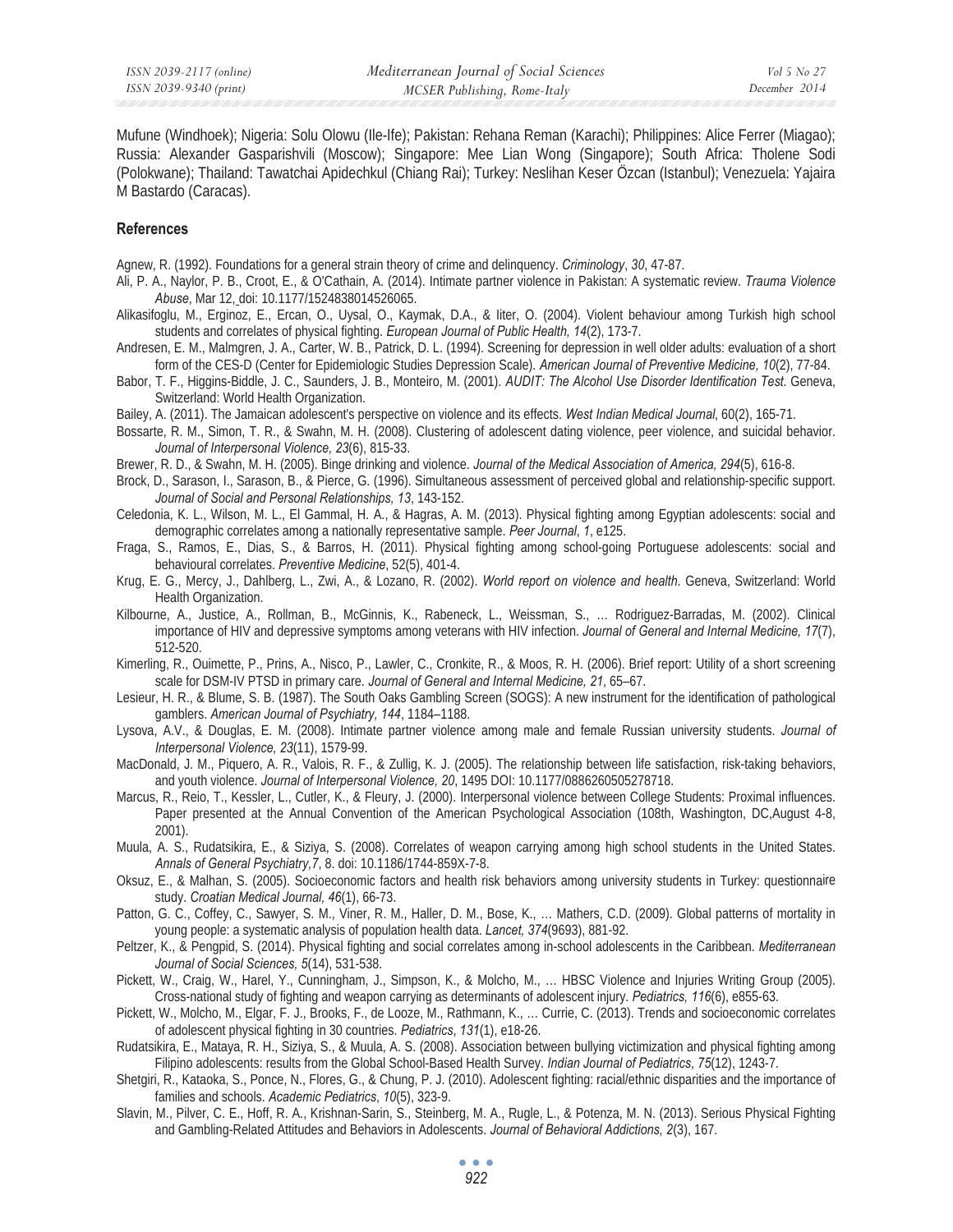Mufune (Windhoek); Nigeria: Solu Olowu (Ile-Ife); Pakistan: Rehana Reman (Karachi); Philippines: Alice Ferrer (Miagao); Russia: Alexander Gasparishvili (Moscow); Singapore: Mee Lian Wong (Singapore); South Africa: Tholene Sodi (Polokwane); Thailand: Tawatchai Apidechkul (Chiang Rai); Turkey: Neslihan Keser Özcan (Istanbul); Venezuela: Yajaira M Bastardo (Caracas).

## References

Agnew, R. (1992). Foundations for a general strain theory of crime and delinquency. *Criminology*, *30*, 47-87.

Ali, P. A., Naylor, P. B., Croot, E., & O'Cathain, A. (2014). Intimate partner violence in Pakistan: A systematic review. *Trauma Violence Abuse*, Mar 12, doi: 10.1177/1524838014526065.

Alikasifoglu, M., Erginoz, E., Ercan, O., Uysal, O., Kaymak, D.A., & Iiter, O. (2004). Violent behaviour among Turkish high school students and correlates of physical fighting. *European Journal of Public Health, 14*(2), 173-7.

Andresen, E. M., Malmgren, J. A., Carter, W. B., Patrick, D. L. (1994). Screening for depression in well older adults: evaluation of a short form of the CES-D (Center for Epidemiologic Studies Depression Scale). *American Journal of Preventive Medicine, 10*(2), 77-84.

Babor, T. F., Higgins-Biddle, J. C., Saunders, J. B., Monteiro, M. (2001). *AUDIT: The Alcohol Use Disorder Identification Test*. Geneva, Switzerland: World Health Organization.

Bailey, A. (2011). The Jamaican adolescent's perspective on violence and its effects. *West Indian Medical Journal*, 60(2), 165-71.

Bossarte, R. M., Simon, T. R., & Swahn, M. H. (2008). Clustering of adolescent dating violence, peer violence, and suicidal behavior. *Journal of Interpersonal Violence, 23*(6), 815-33.

Brewer, R. D., & Swahn, M. H. (2005). Binge drinking and violence. *Journal of the Medical Association of America, 294*(5), 616-8.

Brock, D., Sarason, I., Sarason, B., & Pierce, G. (1996). Simultaneous assessment of perceived global and relationship-specific support. *Journal of Social and Personal Relationships, 13*, 143-152.

Celedonia, K. L., Wilson, M. L., El Gammal, H. A., & Hagras, A. M. (2013). Physical fighting among Egyptian adolescents: social and demographic correlates among a nationally representative sample. *Peer Journal*, *1*, e125.

Fraga, S., Ramos, E., Dias, S., & Barros, H. (2011). Physical fighting among school-going Portuguese adolescents: social and behavioural correlates. *Preventive Medicine*, 52(5), 401-4.

Krug, E. G., Mercy, J., Dahlberg, L., Zwi, A., & Lozano, R. (2002). *World report on violence and health*. Geneva, Switzerland: World Health Organization.

Kilbourne, A., Justice, A., Rollman, B., McGinnis, K., Rabeneck, L., Weissman, S., … Rodriguez-Barradas, M. (2002). Clinical importance of HIV and depressive symptoms among veterans with HIV infection. *Journal of General and Internal Medicine, 17*(7), 512-520.

Kimerling, R., Ouimette, P., Prins, A., Nisco, P., Lawler, C., Cronkite, R., & Moos, R. H. (2006). Brief report: Utility of a short screening scale for DSM-IV PTSD in primary care. *Journal of General and Internal Medicine, 21*, 65–67.

Lesieur, H. R., & Blume, S. B. (1987). The South Oaks Gambling Screen (SOGS): A new instrument for the identification of pathological gamblers. *American Journal of Psychiatry, 144*, 1184–1188.

Lysova, A.V., & Douglas, E. M. (2008). Intimate partner violence among male and female Russian university students. *Journal of Interpersonal Violence, 23*(11), 1579-99.

MacDonald, J. M., Piquero, A. R., Valois, R. F., & Zullig, K. J. (2005). The relationship between life satisfaction, risk-taking behaviors, and youth violence. *Journal of Interpersonal Violence, 20*, 1495 DOI: 10.1177/0886260505278718.

Marcus, R., Reio, T., Kessler, L., Cutler, K., & Fleury, J. (2000). Interpersonal violence between College Students: Proximal influences. Paper presented at the Annual Convention of the American Psychological Association (108th, Washington, DC,August 4-8, 2001).

Muula, A. S., Rudatsikira, E., & Siziya, S. (2008). Correlates of weapon carrying among high school students in the United States. *Annals of General Psychiatry,7*, 8. doi: 10.1186/1744-859X-7-8.

Oksuz, E., & Malhan, S. (2005). Socioeconomic factors and health risk behaviors among university students in Turkey: questionnaire study. *Croatian Medical Journal, 46*(1), 66-73.

Patton, G. C., Coffey, C., Sawyer, S. M., Viner, R. M., Haller, D. M., Bose, K., … Mathers, C.D. (2009). Global patterns of mortality in young people: a systematic analysis of population health data. *Lancet, 374*(9693), 881-92.

Peltzer, K., & Pengpid, S. (2014). Physical fighting and social correlates among in-school adolescents in the Caribbean. *Mediterranean Journal of Social Sciences, 5*(14), 531-538.

Pickett, W., Craig, W., Harel, Y., Cunningham, J., Simpson, K., & Molcho, M., … HBSC Violence and Injuries Writing Group (2005). Cross-national study of fighting and weapon carrying as determinants of adolescent injury. *Pediatrics, 116*(6), e855-63.

Pickett, W., Molcho, M., Elgar, F. J., Brooks, F., de Looze, M., Rathmann, K., … Currie, C. (2013). Trends and socioeconomic correlates of adolescent physical fighting in 30 countries. *Pediatrics*, *131*(1), e18-26.

Rudatsikira, E., Mataya, R. H., Siziya, S., & Muula, A. S. (2008). Association between bullying victimization and physical fighting among Filipino adolescents: results from the Global School-Based Health Survey. *Indian Journal of Pediatrics*, *75*(12), 1243-7.

Shetgiri, R., Kataoka, S., Ponce, N., Flores, G., & Chung, P. J. (2010). Adolescent fighting: racial/ethnic disparities and the importance of families and schools. *Academic Pediatrics*, *10*(5), 323-9.

Slavin, M., Pilver, C. E., Hoff, R. A., Krishnan-Sarin, S., Steinberg, M. A., Rugle, L., & Potenza, M. N. (2013). Serious Physical Fighting and Gambling-Related Attitudes and Behaviors in Adolescents. *Journal of Behavioral Addictions, 2*(3), 167.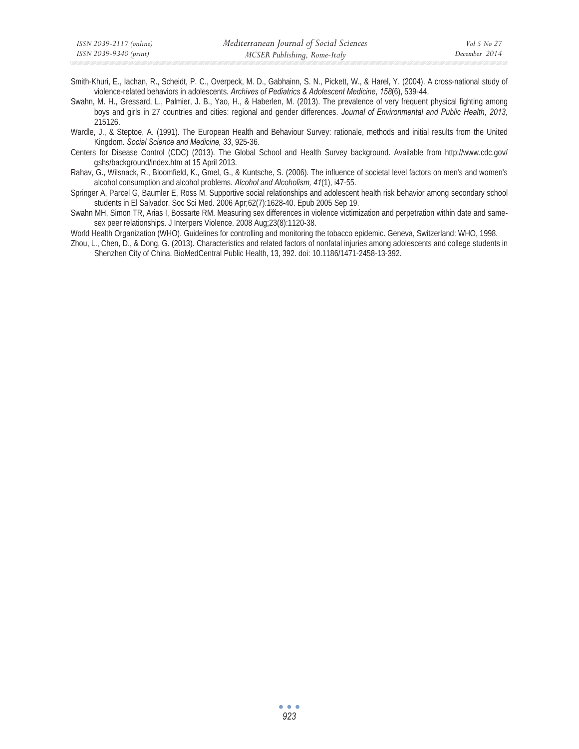Smith-Khuri, E., Iachan, R., Scheidt, P. C., Overpeck, M. D., Gabhainn, S. N., Pickett, W., & Harel, Y. (2004). A cross-national study of violence-related behaviors in adolescents. *Archives of Pediatrics & Adolescent Medicine*, *158*(6), 539-44.

Swahn, M. H., Gressard, L., Palmier, J. B., Yao, H., & Haberlen, M. (2013). The prevalence of very frequent physical fighting among boys and girls in 27 countries and cities: regional and gender differences. *Journal of Environmental and Public Health*, *2013*, 215126.

Wardle, J., & Steptoe, A. (1991). The European Health and Behaviour Survey: rationale, methods and initial results from the United Kingdom. *Social Science and Medicine, 33*, 925-36.

Centers for Disease Control (CDC) (2013). The Global School and Health Survey background. Available from http://www.cdc.gov/gshs/background/index.htm at 15 April 2013.

Rahav, G., Wilsnack, R., Bloomfield, K., Gmel, G., & Kuntsche, S. (2006). The influence of societal level factors on men's and women's alcohol consumption and alcohol problems. *Alcohol and Alcoholism, 41*(1), i47-55.

Springer A, Parcel G, Baumler E, Ross M. Supportive social relationships and adolescent health risk behavior among secondary school students in El Salvador. Soc Sci Med. 2006 Apr;62(7):1628-40. Epub 2005 Sep 19.

Swahn MH, Simon TR, Arias I, Bossarte RM. Measuring sex differences in violence victimization and perpetration within date and same-sex peer relationships. J Interpers Violence. 2008 Aug;23(8):1120-38.

World Health Organization (WHO). Guidelines for controlling and monitoring the tobacco epidemic. Geneva, Switzerland: WHO, 1998.

Zhou, L., Chen, D., & Dong, G. (2013). Characteristics and related factors of nonfatal injuries among adolescents and college students in Shenzhen City of China. BioMedCentral Public Health, 13, 392. doi: 10.1186/1471-2458-13-392.